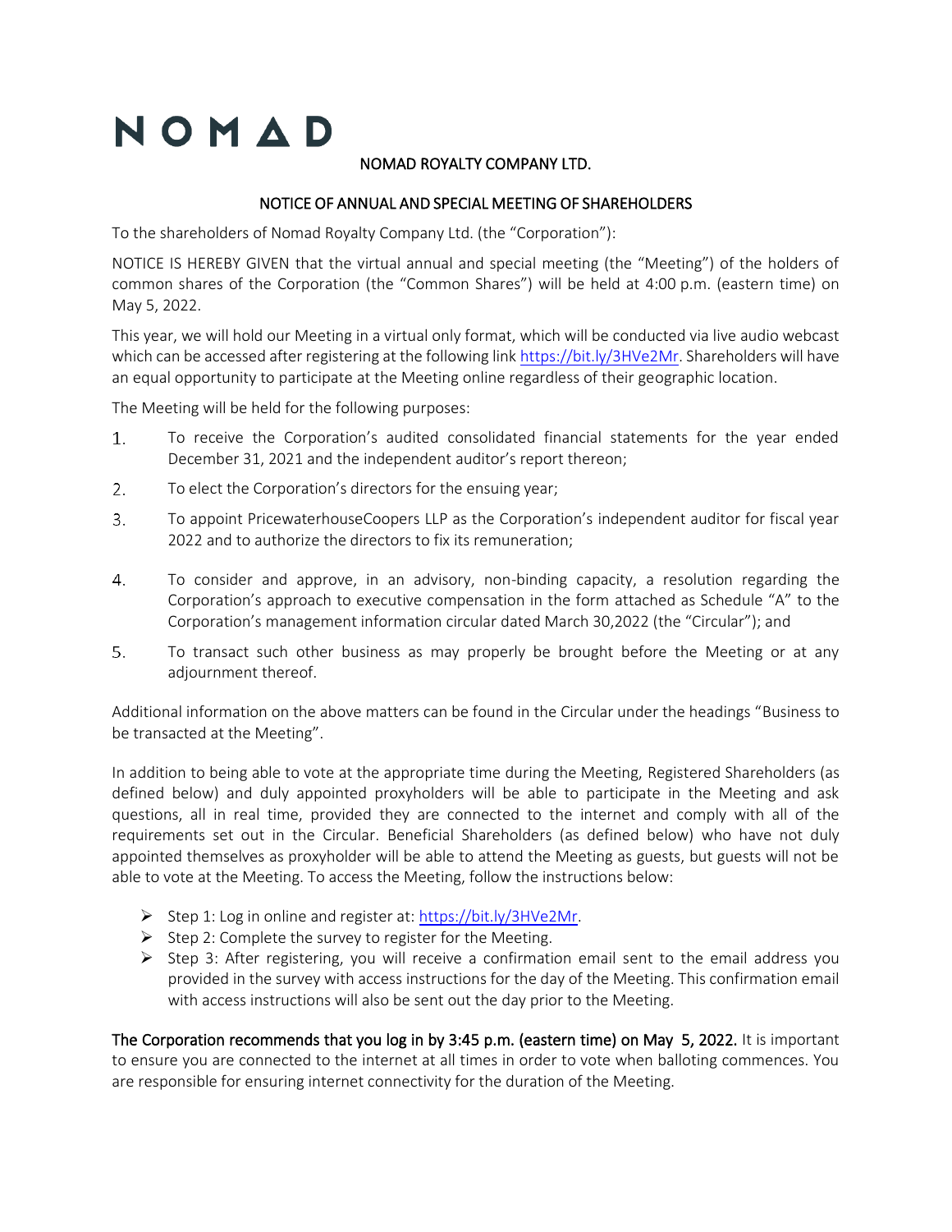# NOMAD

## NOMAD ROYALTY COMPANY LTD.

## NOTICE OF ANNUAL AND SPECIAL MEETING OF SHAREHOLDERS

To the shareholders of Nomad Royalty Company Ltd. (the "Corporation"):

NOTICE IS HEREBY GIVEN that the virtual annual and special meeting (the "Meeting") of the holders of common shares of the Corporation (the "Common Shares") will be held at 4:00 p.m. (eastern time) on May 5, 2022.

This year, we will hold our Meeting in a virtual only format, which will be conducted via live audio webcast which can be accessed after registering at the following link https://bit.ly/3HVe2Mr. Shareholders will have an equal opportunity to participate at the Meeting online regardless of their geographic location.

The Meeting will be held for the following purposes:

1. To receive the Corporation's audited consolidated financial statements for the year ended December 31, 2021 and the independent auditor's report thereon;
2. To elect the Corporation's directors for the ensuing year;
3. To appoint PricewaterhouseCoopers LLP as the Corporation's independent auditor for fiscal year 2022 and to authorize the directors to fix its remuneration;
4. To consider and approve, in an advisory, non-binding capacity, a resolution regarding the Corporation's approach to executive compensation in the form attached as Schedule "A" to the Corporation's management information circular dated March 30,2022 (the "Circular"); and
5. To transact such other business as may properly be brought before the Meeting or at any adjournment thereof.

Additional information on the above matters can be found in the Circular under the headings "Business to be transacted at the Meeting".

In addition to being able to vote at the appropriate time during the Meeting, Registered Shareholders (as defined below) and duly appointed proxyholders will be able to participate in the Meeting and ask questions, all in real time, provided they are connected to the internet and comply with all of the requirements set out in the Circular. Beneficial Shareholders (as defined below) who have not duly appointed themselves as proxyholder will be able to attend the Meeting as guests, but guests will not be able to vote at the Meeting. To access the Meeting, follow the instructions below:

- Step 1: Log in online and register at: https://bit.ly/3HVe2Mr.
- Step 2: Complete the survey to register for the Meeting.
- Step 3: After registering, you will receive a confirmation email sent to the email address you provided in the survey with access instructions for the day of the Meeting. This confirmation email with access instructions will also be sent out the day prior to the Meeting.

**The Corporation recommends that you log in by 3:45 p.m. (eastern time) on May 5, 2022.** It is important to ensure you are connected to the internet at all times in order to vote when balloting commences. You are responsible for ensuring internet connectivity for the duration of the Meeting.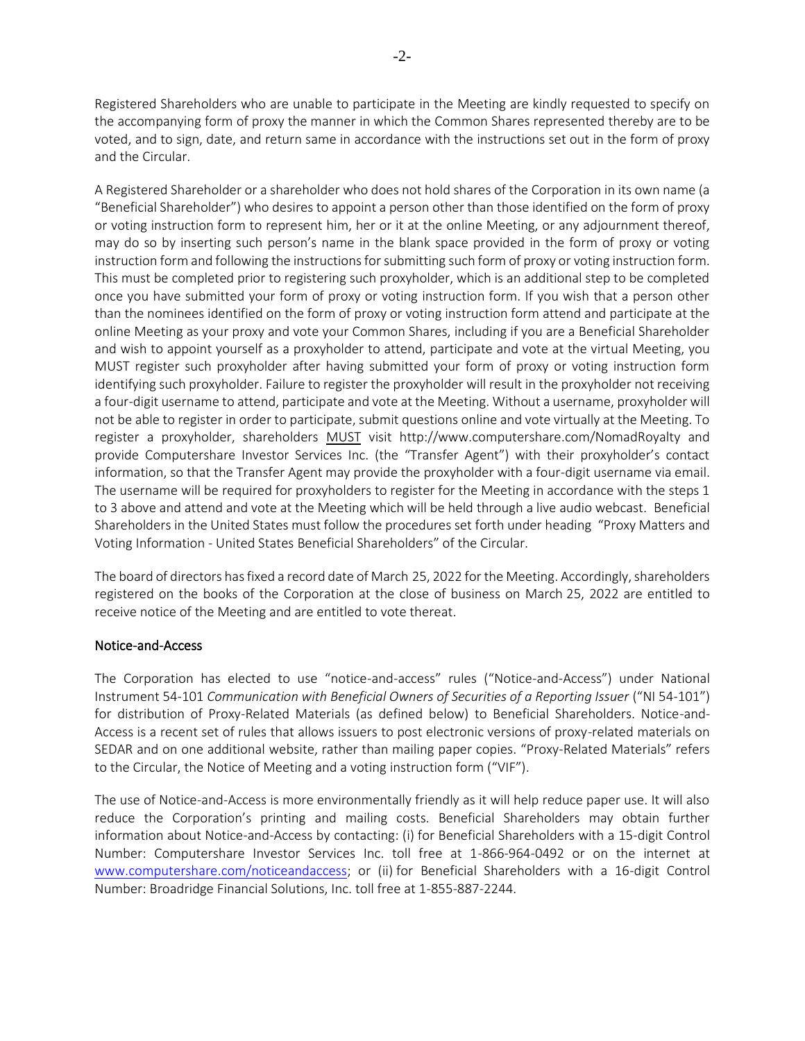Registered Shareholders who are unable to participate in the Meeting are kindly requested to specify on the accompanying form of proxy the manner in which the Common Shares represented thereby are to be voted, and to sign, date, and return same in accordance with the instructions set out in the form of proxy and the Circular.

A Registered Shareholder or a shareholder who does not hold shares of the Corporation in its own name (a "Beneficial Shareholder") who desires to appoint a person other than those identified on the form of proxy or voting instruction form to represent him, her or it at the online Meeting, or any adjournment thereof, may do so by inserting such person's name in the blank space provided in the form of proxy or voting instruction form and following the instructions for submitting such form of proxy or voting instruction form. This must be completed prior to registering such proxyholder, which is an additional step to be completed once you have submitted your form of proxy or voting instruction form. If you wish that a person other than the nominees identified on the form of proxy or voting instruction form attend and participate at the online Meeting as your proxy and vote your Common Shares, including if you are a Beneficial Shareholder and wish to appoint yourself as a proxyholder to attend, participate and vote at the virtual Meeting, you MUST register such proxyholder after having submitted your form of proxy or voting instruction form identifying such proxyholder. Failure to register the proxyholder will result in the proxyholder not receiving a four-digit username to attend, participate and vote at the Meeting. Without a username, proxyholder will not be able to register in order to participate, submit questions online and vote virtually at the Meeting. To register a proxyholder, shareholders MUST visit http://www.computershare.com/NomadRoyalty and provide Computershare Investor Services Inc. (the "Transfer Agent") with their proxyholder's contact information, so that the Transfer Agent may provide the proxyholder with a four-digit username via email. The username will be required for proxyholders to register for the Meeting in accordance with the steps 1 to 3 above and attend and vote at the Meeting which will be held through a live audio webcast. Beneficial Shareholders in the United States must follow the procedures set forth under heading "Proxy Matters and Voting Information - United States Beneficial Shareholders" of the Circular.

The board of directors has fixed a record date of March 25, 2022 for the Meeting. Accordingly, shareholders registered on the books of the Corporation at the close of business on March 25, 2022 are entitled to receive notice of the Meeting and are entitled to vote thereat.

## Notice-and-Access

The Corporation has elected to use "notice-and-access" rules ("Notice-and-Access") under National Instrument 54-101 *Communication with Beneficial Owners of Securities of a Reporting Issuer* ("NI 54-101") for distribution of Proxy-Related Materials (as defined below) to Beneficial Shareholders. Notice-and-Access is a recent set of rules that allows issuers to post electronic versions of proxy-related materials on SEDAR and on one additional website, rather than mailing paper copies. "Proxy-Related Materials" refers to the Circular, the Notice of Meeting and a voting instruction form ("VIF").

The use of Notice-and-Access is more environmentally friendly as it will help reduce paper use. It will also reduce the Corporation's printing and mailing costs. Beneficial Shareholders may obtain further information about Notice-and-Access by contacting: (i) for Beneficial Shareholders with a 15-digit Control Number: Computershare Investor Services Inc. toll free at 1-866-964-0492 or on the internet at www.computershare.com/noticeandaccess; or (ii) for Beneficial Shareholders with a 16-digit Control Number: Broadridge Financial Solutions, Inc. toll free at 1-855-887-2244.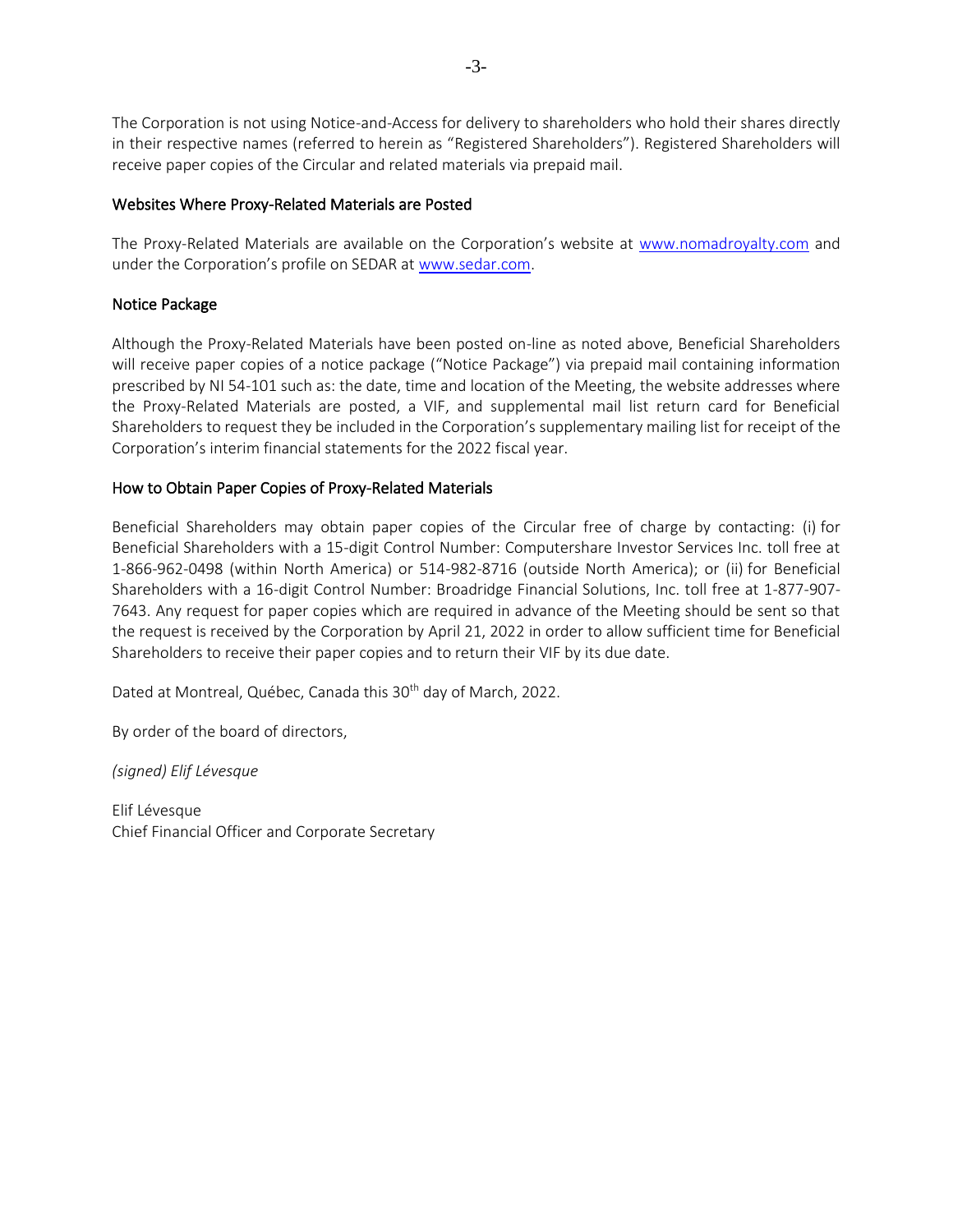The Corporation is not using Notice-and-Access for delivery to shareholders who hold their shares directly in their respective names (referred to herein as "Registered Shareholders"). Registered Shareholders will receive paper copies of the Circular and related materials via prepaid mail.

## Websites Where Proxy-Related Materials are Posted

The Proxy-Related Materials are available on the Corporation's website at www.nomadroyalty.com and under the Corporation's profile on SEDAR at www.sedar.com.

## Notice Package

Although the Proxy-Related Materials have been posted on-line as noted above, Beneficial Shareholders will receive paper copies of a notice package ("Notice Package") via prepaid mail containing information prescribed by NI 54-101 such as: the date, time and location of the Meeting, the website addresses where the Proxy-Related Materials are posted, a VIF, and supplemental mail list return card for Beneficial Shareholders to request they be included in the Corporation's supplementary mailing list for receipt of the Corporation's interim financial statements for the 2022 fiscal year.

## How to Obtain Paper Copies of Proxy-Related Materials

Beneficial Shareholders may obtain paper copies of the Circular free of charge by contacting: (i) for Beneficial Shareholders with a 15-digit Control Number: Computershare Investor Services Inc. toll free at 1-866-962-0498 (within North America) or 514-982-8716 (outside North America); or (ii) for Beneficial Shareholders with a 16-digit Control Number: Broadridge Financial Solutions, Inc. toll free at 1-877-907-7643. Any request for paper copies which are required in advance of the Meeting should be sent so that the request is received by the Corporation by April 21, 2022 in order to allow sufficient time for Beneficial Shareholders to receive their paper copies and to return their VIF by its due date.

Dated at Montreal, Québec, Canada this 30th day of March, 2022.

By order of the board of directors,

*(signed) Elif Lévesque*

Elif Lévesque
Chief Financial Officer and Corporate Secretary